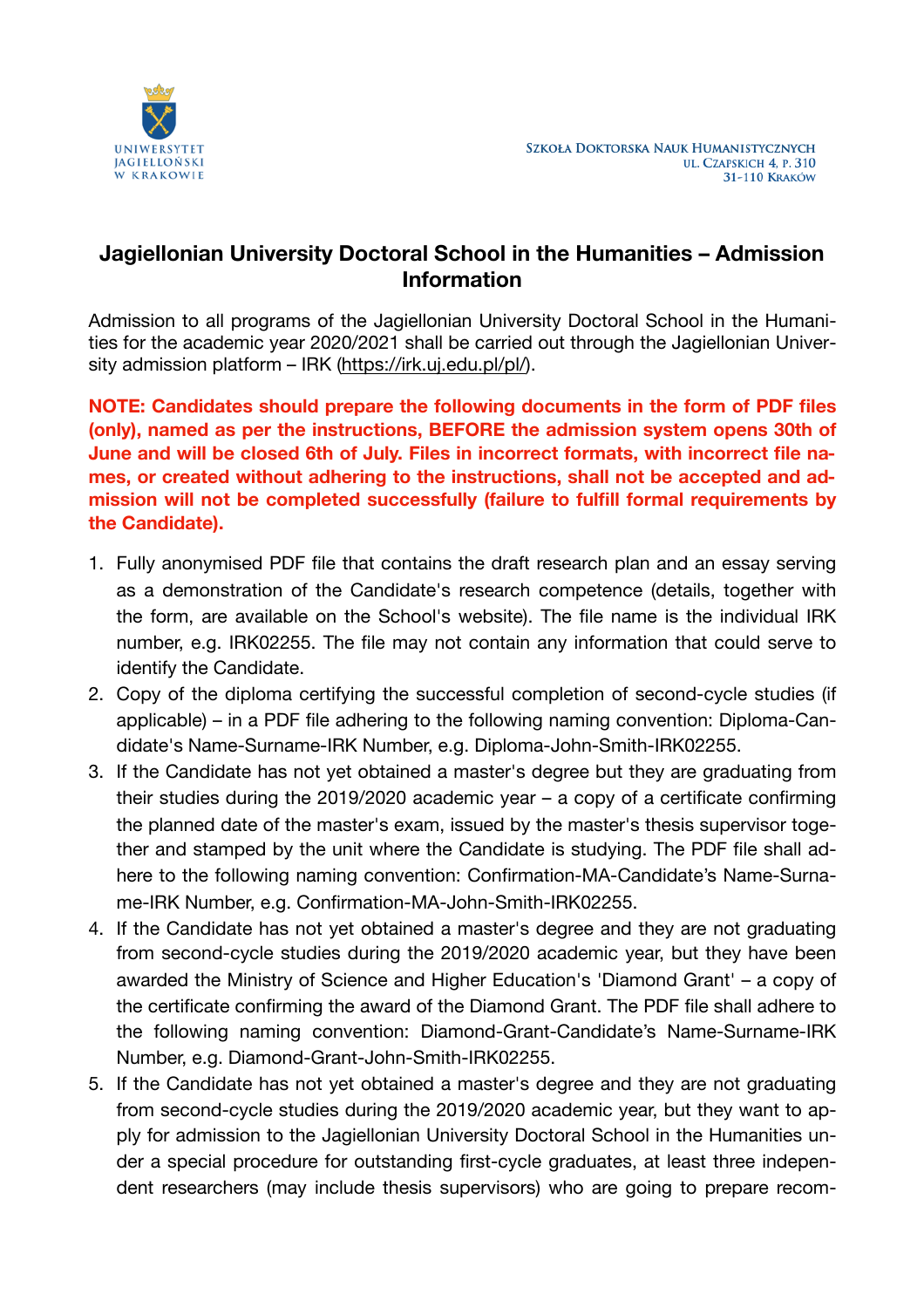UNIWERSYTET JAGIELLOŃSKI W KRAKOWIE

SZKOŁA DOKTORSKA NAUK HUMANISTYCZNYCH
UL. CZAPSKICH 4, P. 310
31-110 KRAKÓW

# Jagiellonian University Doctoral School in the Humanities – Admission Information

Admission to all programs of the Jagiellonian University Doctoral School in the Humanities for the academic year 2020/2021 shall be carried out through the Jagiellonian University admission platform – IRK (https://irk.uj.edu.pl/pl/).

**NOTE: Candidates should prepare the following documents in the form of PDF files (only), named as per the instructions, BEFORE the admission system opens 30th of June and will be closed 6th of July. Files in incorrect formats, with incorrect file names, or created without adhering to the instructions, shall not be accepted and admission will not be completed successfully (failure to fulfill formal requirements by the Candidate).**

1. Fully anonymised PDF file that contains the draft research plan and an essay serving as a demonstration of the Candidate's research competence (details, together with the form, are available on the School's website). The file name is the individual IRK number, e.g. IRK02255. The file may not contain any information that could serve to identify the Candidate.
2. Copy of the diploma certifying the successful completion of second-cycle studies (if applicable) – in a PDF file adhering to the following naming convention: Diploma-Candidate's Name-Surname-IRK Number, e.g. Diploma-John-Smith-IRK02255.
3. If the Candidate has not yet obtained a master's degree but they are graduating from their studies during the 2019/2020 academic year – a copy of a certificate confirming the planned date of the master's exam, issued by the master's thesis supervisor together and stamped by the unit where the Candidate is studying. The PDF file shall adhere to the following naming convention: Confirmation-MA-Candidate's Name-Surname-IRK Number, e.g. Confirmation-MA-John-Smith-IRK02255.
4. If the Candidate has not yet obtained a master's degree and they are not graduating from second-cycle studies during the 2019/2020 academic year, but they have been awarded the Ministry of Science and Higher Education's 'Diamond Grant' – a copy of the certificate confirming the award of the Diamond Grant. The PDF file shall adhere to the following naming convention: Diamond-Grant-Candidate's Name-Surname-IRK Number, e.g. Diamond-Grant-John-Smith-IRK02255.
5. If the Candidate has not yet obtained a master's degree and they are not graduating from second-cycle studies during the 2019/2020 academic year, but they want to apply for admission to the Jagiellonian University Doctoral School in the Humanities under a special procedure for outstanding first-cycle graduates, at least three independent researchers (may include thesis supervisors) who are going to prepare recom-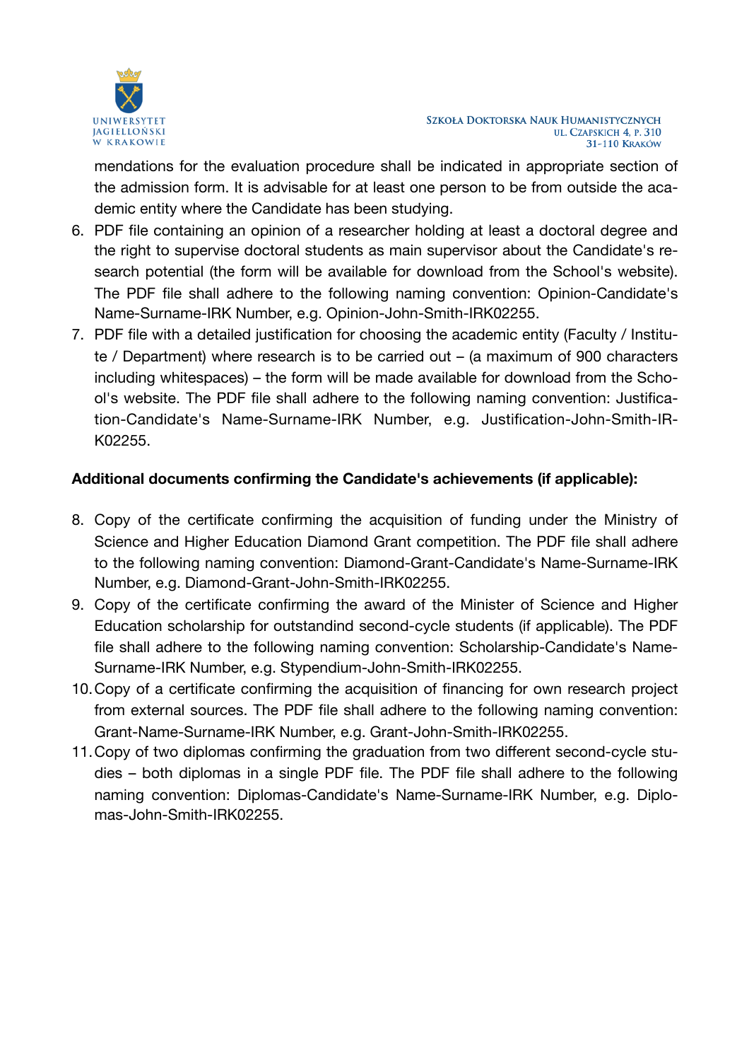mendations for the evaluation procedure shall be indicated in appropriate section of the admission form. It is advisable for at least one person to be from outside the academic entity where the Candidate has been studying.

6. PDF file containing an opinion of a researcher holding at least a doctoral degree and the right to supervise doctoral students as main supervisor about the Candidate's research potential (the form will be available for download from the School's website). The PDF file shall adhere to the following naming convention: Opinion-Candidate's Name-Surname-IRK Number, e.g. Opinion-John-Smith-IRK02255.
7. PDF file with a detailed justification for choosing the academic entity (Faculty / Institute / Department) where research is to be carried out – (a maximum of 900 characters including whitespaces) – the form will be made available for download from the School's website. The PDF file shall adhere to the following naming convention: Justification-Candidate's Name-Surname-IRK Number, e.g. Justification-John-Smith-IRK02255.

**Additional documents confirming the Candidate's achievements (if applicable):**

8. Copy of the certificate confirming the acquisition of funding under the Ministry of Science and Higher Education Diamond Grant competition. The PDF file shall adhere to the following naming convention: Diamond-Grant-Candidate's Name-Surname-IRK Number, e.g. Diamond-Grant-John-Smith-IRK02255.
9. Copy of the certificate confirming the award of the Minister of Science and Higher Education scholarship for outstandind second-cycle students (if applicable). The PDF file shall adhere to the following naming convention: Scholarship-Candidate's Name-Surname-IRK Number, e.g. Stypendium-John-Smith-IRK02255.
10. Copy of a certificate confirming the acquisition of financing for own research project from external sources. The PDF file shall adhere to the following naming convention: Grant-Name-Surname-IRK Number, e.g. Grant-John-Smith-IRK02255.
11. Copy of two diplomas confirming the graduation from two different second-cycle studies – both diplomas in a single PDF file. The PDF file shall adhere to the following naming convention: Diplomas-Candidate's Name-Surname-IRK Number, e.g. Diplomas-John-Smith-IRK02255.